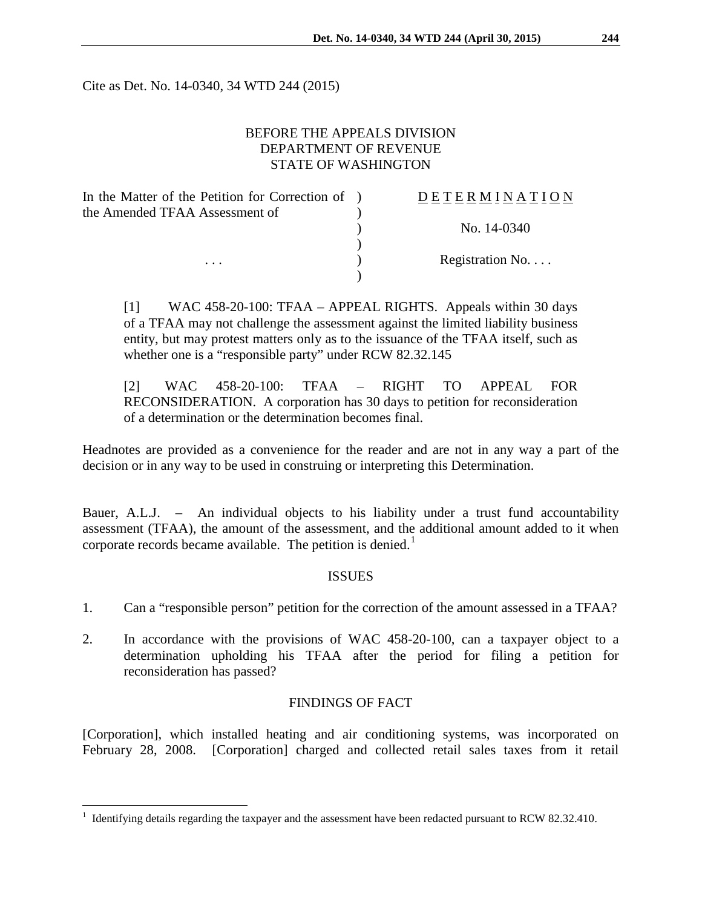Cite as Det. No. 14-0340, 34 WTD 244 (2015)

BEFORE THE APPEALS DIVISION
DEPARTMENT OF REVENUE
STATE OF WASHINGTON

| | | |
|---|---|---|
| In the Matter of the Petition for Correction of the Amended TFAA Assessment of | ) | D E T E R M I N A T I O N |
| | ) | No. 14-0340 |
| . . . | ) | Registration No. . . . |

[1] WAC 458-20-100: TFAA – APPEAL RIGHTS. Appeals within 30 days of a TFAA may not challenge the assessment against the limited liability business entity, but may protest matters only as to the issuance of the TFAA itself, such as whether one is a "responsible party" under RCW 82.32.145

[2] WAC 458-20-100: TFAA – RIGHT TO APPEAL FOR RECONSIDERATION. A corporation has 30 days to petition for reconsideration of a determination or the determination becomes final.

Headnotes are provided as a convenience for the reader and are not in any way a part of the decision or in any way to be used in construing or interpreting this Determination.

Bauer, A.L.J. – An individual objects to his liability under a trust fund accountability assessment (TFAA), the amount of the assessment, and the additional amount added to it when corporate records became available. The petition is denied.[1]

## ISSUES

1. Can a "responsible person" petition for the correction of the amount assessed in a TFAA?
2. In accordance with the provisions of WAC 458-20-100, can a taxpayer object to a determination upholding his TFAA after the period for filing a petition for reconsideration has passed?

## FINDINGS OF FACT

[Corporation], which installed heating and air conditioning systems, was incorporated on February 28, 2008. [Corporation] charged and collected retail sales taxes from it retail

---

[1] Identifying details regarding the taxpayer and the assessment have been redacted pursuant to RCW 82.32.410.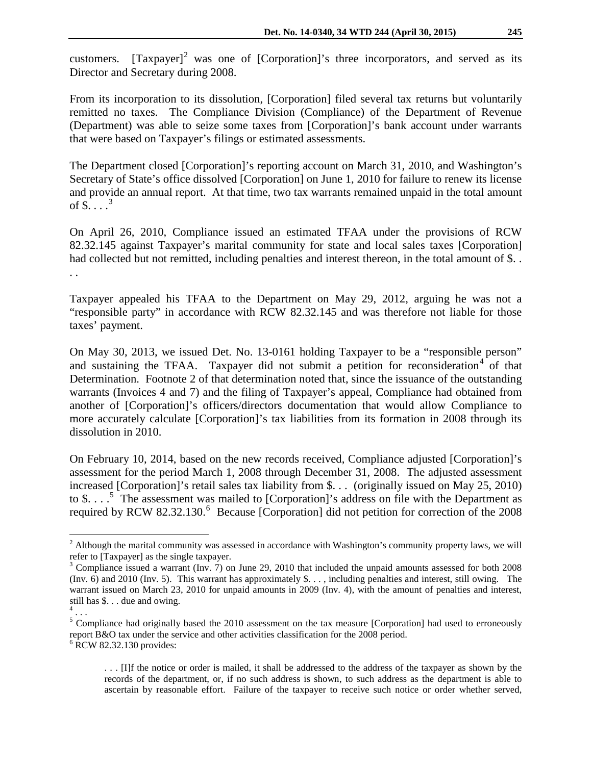customers. [Taxpayer][2] was one of [Corporation]'s three incorporators, and served as its Director and Secretary during 2008.

From its incorporation to its dissolution, [Corporation] filed several tax returns but voluntarily remitted no taxes. The Compliance Division (Compliance) of the Department of Revenue (Department) was able to seize some taxes from [Corporation]'s bank account under warrants that were based on Taxpayer's filings or estimated assessments.

The Department closed [Corporation]'s reporting account on March 31, 2010, and Washington's Secretary of State's office dissolved [Corporation] on June 1, 2010 for failure to renew its license and provide an annual report. At that time, two tax warrants remained unpaid in the total amount of $. . . .[3]

On April 26, 2010, Compliance issued an estimated TFAA under the provisions of RCW 82.32.145 against Taxpayer's marital community for state and local sales taxes [Corporation] had collected but not remitted, including penalties and interest thereon, in the total amount of $. . . .

Taxpayer appealed his TFAA to the Department on May 29, 2012, arguing he was not a "responsible party" in accordance with RCW 82.32.145 and was therefore not liable for those taxes' payment.

On May 30, 2013, we issued Det. No. 13-0161 holding Taxpayer to be a "responsible person" and sustaining the TFAA. Taxpayer did not submit a petition for reconsideration[4] of that Determination. Footnote 2 of that determination noted that, since the issuance of the outstanding warrants (Invoices 4 and 7) and the filing of Taxpayer's appeal, Compliance had obtained from another of [Corporation]'s officers/directors documentation that would allow Compliance to more accurately calculate [Corporation]'s tax liabilities from its formation in 2008 through its dissolution in 2010.

On February 10, 2014, based on the new records received, Compliance adjusted [Corporation]'s assessment for the period March 1, 2008 through December 31, 2008. The adjusted assessment increased [Corporation]'s retail sales tax liability from $. . . (originally issued on May 25, 2010) to $. . . .[5] The assessment was mailed to [Corporation]'s address on file with the Department as required by RCW 82.32.130.[6] Because [Corporation] did not petition for correction of the 2008

---

[2] Although the marital community was assessed in accordance with Washington's community property laws, we will refer to [Taxpayer] as the single taxpayer.

[3] Compliance issued a warrant (Inv. 7) on June 29, 2010 that included the unpaid amounts assessed for both 2008 (Inv. 6) and 2010 (Inv. 5). This warrant has approximately $. . . , including penalties and interest, still owing. The warrant issued on March 23, 2010 for unpaid amounts in 2009 (Inv. 4), with the amount of penalties and interest, still has $. . . due and owing.

[4] . . .

[5] Compliance had originally based the 2010 assessment on the tax measure [Corporation] had used to erroneously report B&O tax under the service and other activities classification for the 2008 period.

[6] RCW 82.32.130 provides:

> . . . [I]f the notice or order is mailed, it shall be addressed to the address of the taxpayer as shown by the records of the department, or, if no such address is shown, to such address as the department is able to ascertain by reasonable effort. Failure of the taxpayer to receive such notice or order whether served,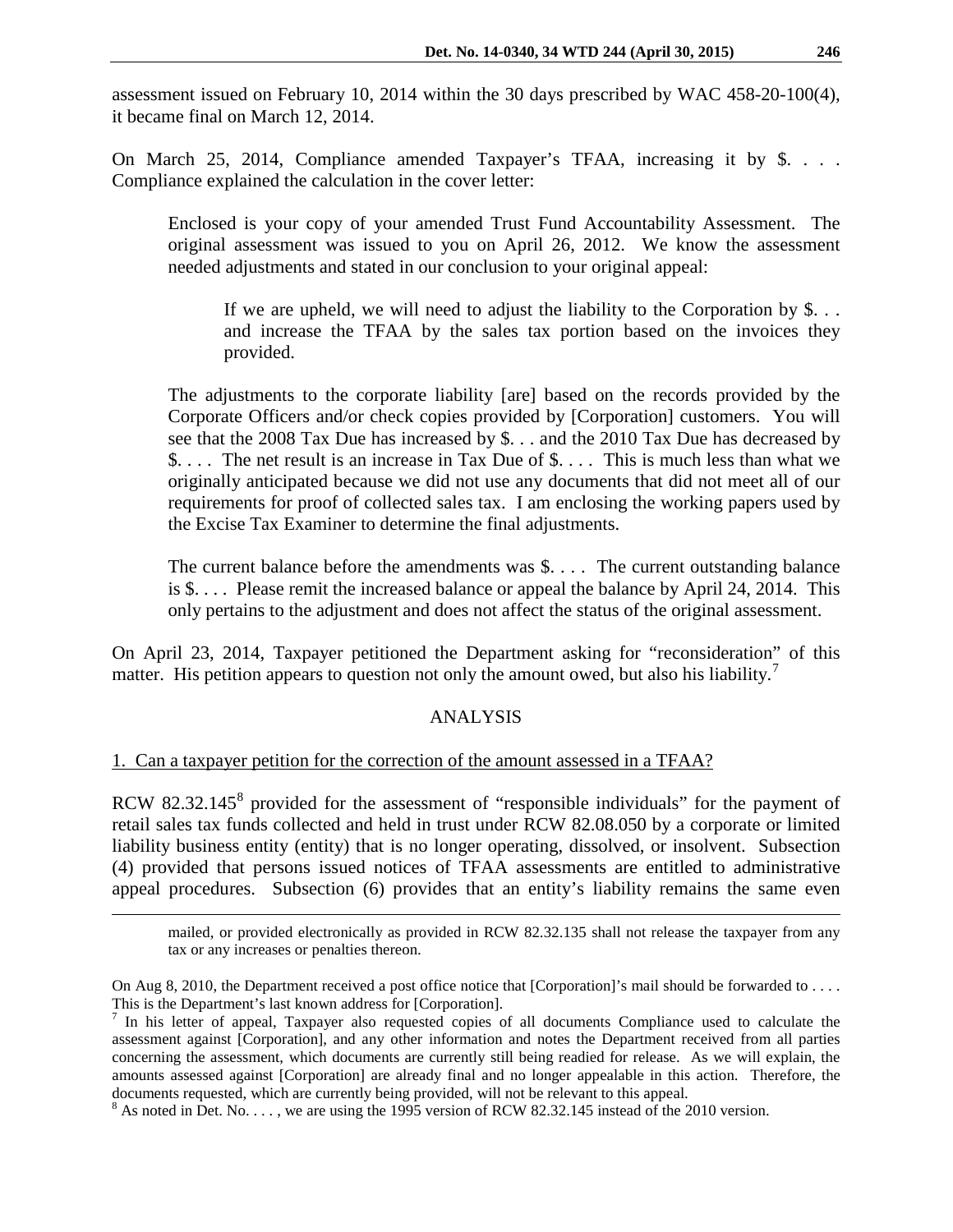assessment issued on February 10, 2014 within the 30 days prescribed by WAC 458-20-100(4), it became final on March 12, 2014.

On March 25, 2014, Compliance amended Taxpayer's TFAA, increasing it by $. . . . Compliance explained the calculation in the cover letter:

> Enclosed is your copy of your amended Trust Fund Accountability Assessment. The original assessment was issued to you on April 26, 2012. We know the assessment needed adjustments and stated in our conclusion to your original appeal:
>
> > If we are upheld, we will need to adjust the liability to the Corporation by $. . . and increase the TFAA by the sales tax portion based on the invoices they provided.
>
> The adjustments to the corporate liability [are] based on the records provided by the Corporate Officers and/or check copies provided by [Corporation] customers. You will see that the 2008 Tax Due has increased by $. . . and the 2010 Tax Due has decreased by $. . . . The net result is an increase in Tax Due of $. . . . This is much less than what we originally anticipated because we did not use any documents that did not meet all of our requirements for proof of collected sales tax. I am enclosing the working papers used by the Excise Tax Examiner to determine the final adjustments.
>
> The current balance before the amendments was $. . . . The current outstanding balance is $. . . . Please remit the increased balance or appeal the balance by April 24, 2014. This only pertains to the adjustment and does not affect the status of the original assessment.

On April 23, 2014, Taxpayer petitioned the Department asking for "reconsideration" of this matter. His petition appears to question not only the amount owed, but also his liability.[7]

## ANALYSIS

1. Can a taxpayer petition for the correction of the amount assessed in a TFAA?

RCW 82.32.145[8] provided for the assessment of "responsible individuals" for the payment of retail sales tax funds collected and held in trust under RCW 82.08.050 by a corporate or limited liability business entity (entity) that is no longer operating, dissolved, or insolvent. Subsection (4) provided that persons issued notices of TFAA assessments are entitled to administrative appeal procedures. Subsection (6) provides that an entity's liability remains the same even

---

mailed, or provided electronically as provided in RCW 82.32.135 shall not release the taxpayer from any tax or any increases or penalties thereon.

On Aug 8, 2010, the Department received a post office notice that [Corporation]'s mail should be forwarded to . . . . This is the Department's last known address for [Corporation].

[7] In his letter of appeal, Taxpayer also requested copies of all documents Compliance used to calculate the assessment against [Corporation], and any other information and notes the Department received from all parties concerning the assessment, which documents are currently still being readied for release. As we will explain, the amounts assessed against [Corporation] are already final and no longer appealable in this action. Therefore, the documents requested, which are currently being provided, will not be relevant to this appeal.

[8] As noted in Det. No. . . . , we are using the 1995 version of RCW 82.32.145 instead of the 2010 version.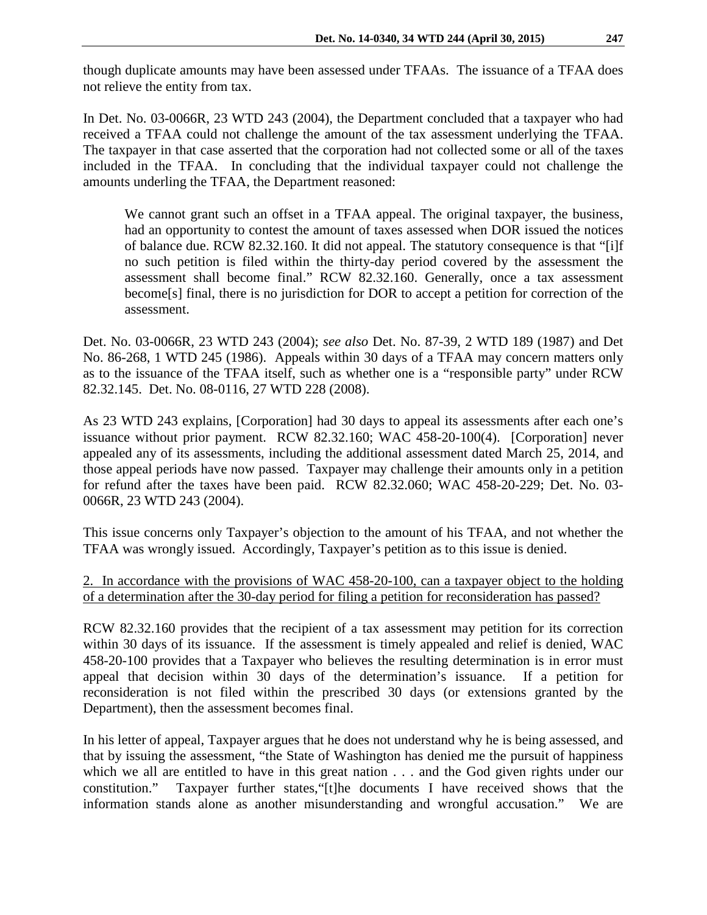though duplicate amounts may have been assessed under TFAAs. The issuance of a TFAA does not relieve the entity from tax.

In Det. No. 03-0066R, 23 WTD 243 (2004), the Department concluded that a taxpayer who had received a TFAA could not challenge the amount of the tax assessment underlying the TFAA. The taxpayer in that case asserted that the corporation had not collected some or all of the taxes included in the TFAA. In concluding that the individual taxpayer could not challenge the amounts underling the TFAA, the Department reasoned:

> We cannot grant such an offset in a TFAA appeal. The original taxpayer, the business, had an opportunity to contest the amount of taxes assessed when DOR issued the notices of balance due. RCW 82.32.160. It did not appeal. The statutory consequence is that "[i]f no such petition is filed within the thirty-day period covered by the assessment the assessment shall become final." RCW 82.32.160. Generally, once a tax assessment become[s] final, there is no jurisdiction for DOR to accept a petition for correction of the assessment.

Det. No. 03-0066R, 23 WTD 243 (2004); *see also* Det. No. 87-39, 2 WTD 189 (1987) and Det No. 86-268, 1 WTD 245 (1986). Appeals within 30 days of a TFAA may concern matters only as to the issuance of the TFAA itself, such as whether one is a "responsible party" under RCW 82.32.145. Det. No. 08-0116, 27 WTD 228 (2008).

As 23 WTD 243 explains, [Corporation] had 30 days to appeal its assessments after each one's issuance without prior payment. RCW 82.32.160; WAC 458-20-100(4). [Corporation] never appealed any of its assessments, including the additional assessment dated March 25, 2014, and those appeal periods have now passed. Taxpayer may challenge their amounts only in a petition for refund after the taxes have been paid. RCW 82.32.060; WAC 458-20-229; Det. No. 03-0066R, 23 WTD 243 (2004).

This issue concerns only Taxpayer's objection to the amount of his TFAA, and not whether the TFAA was wrongly issued. Accordingly, Taxpayer's petition as to this issue is denied.

<u>2. In accordance with the provisions of WAC 458-20-100, can a taxpayer object to the holding of a determination after the 30-day period for filing a petition for reconsideration has passed?</u>

RCW 82.32.160 provides that the recipient of a tax assessment may petition for its correction within 30 days of its issuance. If the assessment is timely appealed and relief is denied, WAC 458-20-100 provides that a Taxpayer who believes the resulting determination is in error must appeal that decision within 30 days of the determination's issuance. If a petition for reconsideration is not filed within the prescribed 30 days (or extensions granted by the Department), then the assessment becomes final.

In his letter of appeal, Taxpayer argues that he does not understand why he is being assessed, and that by issuing the assessment, "the State of Washington has denied me the pursuit of happiness which we all are entitled to have in this great nation . . . and the God given rights under our constitution." Taxpayer further states,"[t]he documents I have received shows that the information stands alone as another misunderstanding and wrongful accusation." We are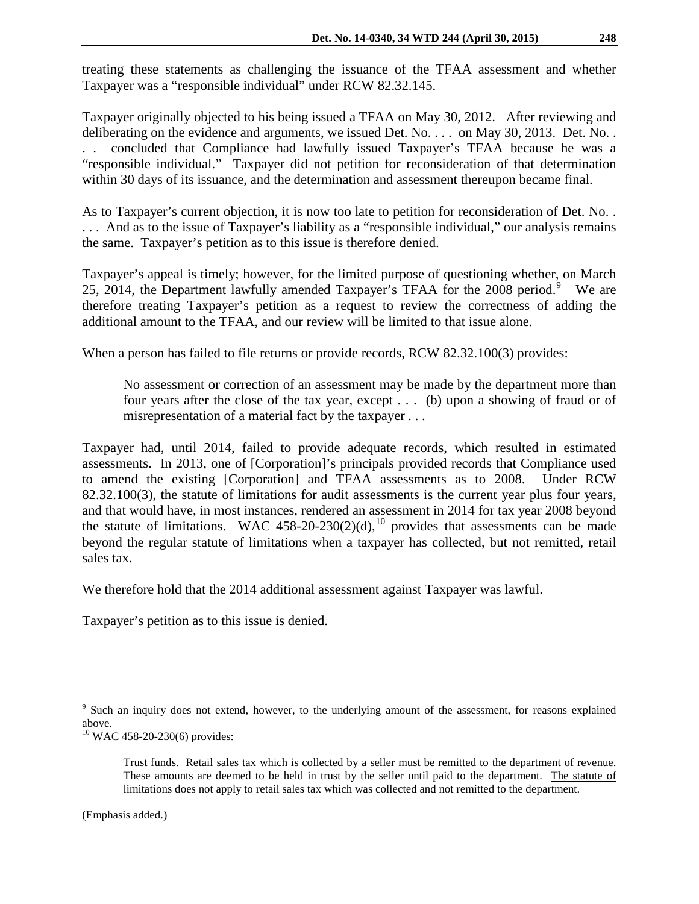treating these statements as challenging the issuance of the TFAA assessment and whether Taxpayer was a "responsible individual" under RCW 82.32.145.

Taxpayer originally objected to his being issued a TFAA on May 30, 2012. After reviewing and deliberating on the evidence and arguments, we issued Det. No. . . . on May 30, 2013. Det. No. . . . concluded that Compliance had lawfully issued Taxpayer's TFAA because he was a "responsible individual." Taxpayer did not petition for reconsideration of that determination within 30 days of its issuance, and the determination and assessment thereupon became final.

As to Taxpayer's current objection, it is now too late to petition for reconsideration of Det. No. . . . . And as to the issue of Taxpayer's liability as a "responsible individual," our analysis remains the same. Taxpayer's petition as to this issue is therefore denied.

Taxpayer's appeal is timely; however, for the limited purpose of questioning whether, on March 25, 2014, the Department lawfully amended Taxpayer's TFAA for the 2008 period.[9] We are therefore treating Taxpayer's petition as a request to review the correctness of adding the additional amount to the TFAA, and our review will be limited to that issue alone.

When a person has failed to file returns or provide records, RCW 82.32.100(3) provides:

> No assessment or correction of an assessment may be made by the department more than four years after the close of the tax year, except . . . (b) upon a showing of fraud or of misrepresentation of a material fact by the taxpayer . . .

Taxpayer had, until 2014, failed to provide adequate records, which resulted in estimated assessments. In 2013, one of [Corporation]'s principals provided records that Compliance used to amend the existing [Corporation] and TFAA assessments as to 2008. Under RCW 82.32.100(3), the statute of limitations for audit assessments is the current year plus four years, and that would have, in most instances, rendered an assessment in 2014 for tax year 2008 beyond the statute of limitations. WAC 458-20-230(2)(d),[10] provides that assessments can be made beyond the regular statute of limitations when a taxpayer has collected, but not remitted, retail sales tax.

We therefore hold that the 2014 additional assessment against Taxpayer was lawful.

Taxpayer's petition as to this issue is denied.

---

[9] Such an inquiry does not extend, however, to the underlying amount of the assessment, for reasons explained above.

[10] WAC 458-20-230(6) provides:

> Trust funds. Retail sales tax which is collected by a seller must be remitted to the department of revenue. These amounts are deemed to be held in trust by the seller until paid to the department. <u>The statute of limitations does not apply to retail sales tax which was collected and not remitted to the department.</u>

(Emphasis added.)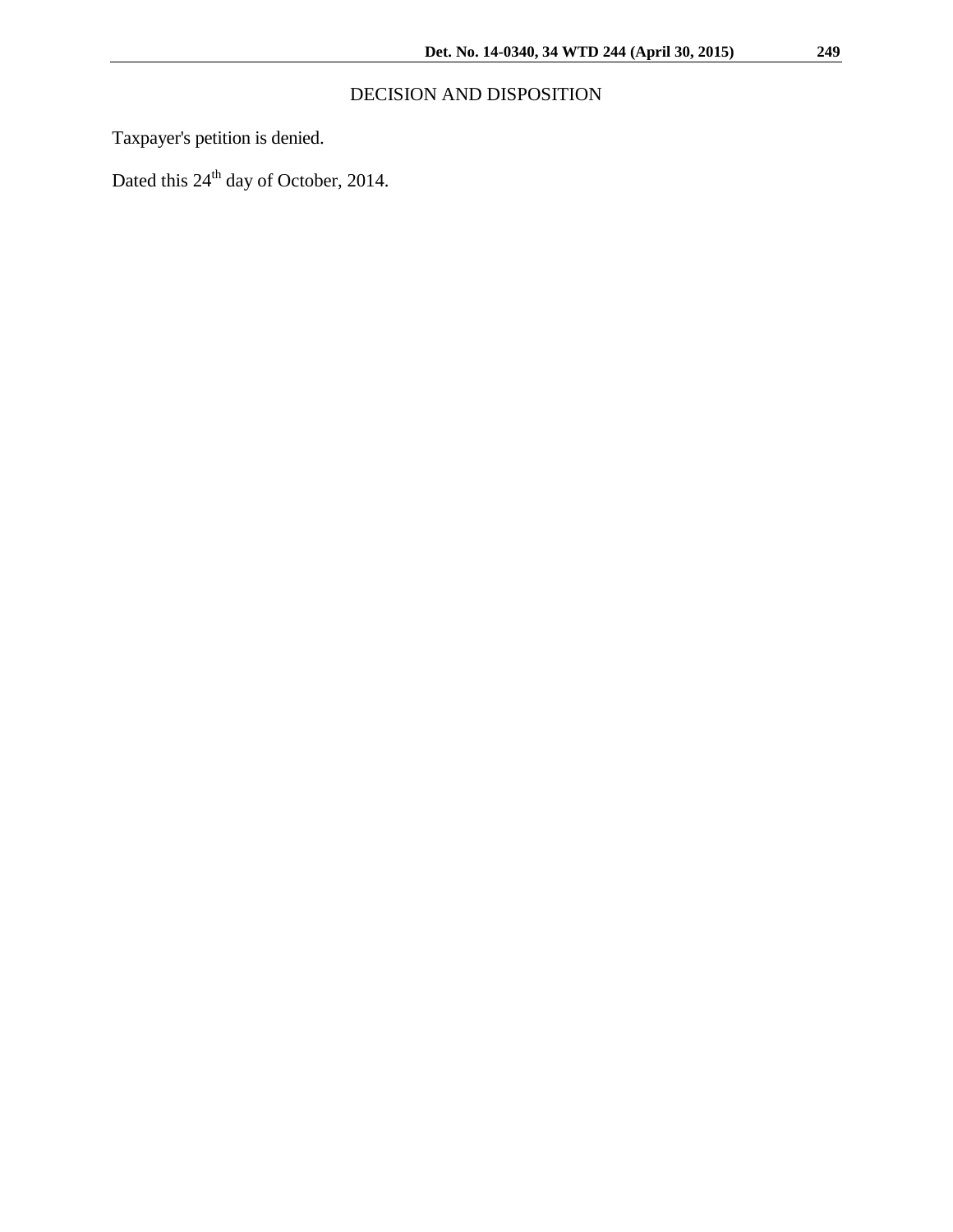## DECISION AND DISPOSITION

Taxpayer's petition is denied.

Dated this 24th day of October, 2014.